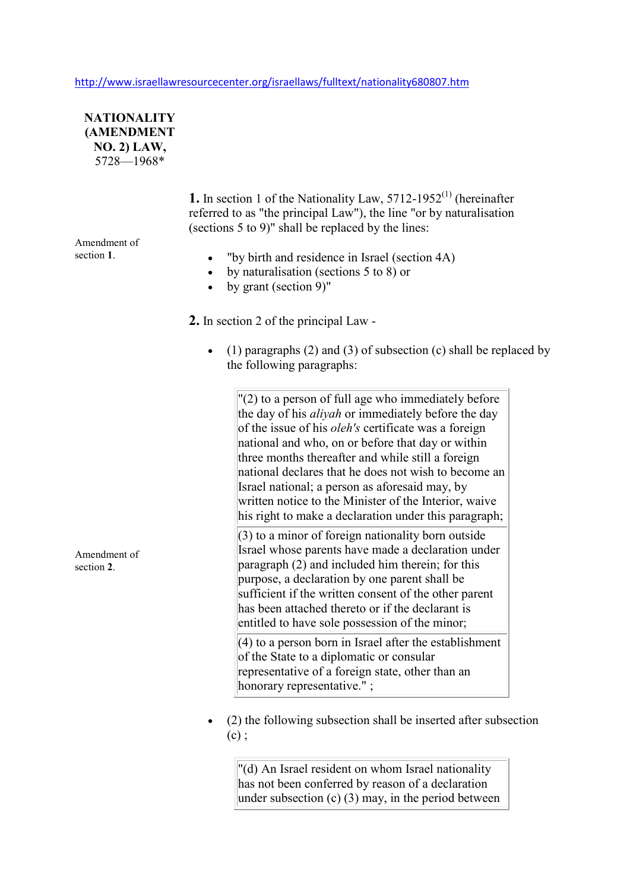http://www.israellawresourcecenter.org/israellaws/fulltext/nationality680807.htm

# NATIONALITY (AMENDMENT NO. 2) LAW, 5728—1968*

Amendment of section 1.

**1.** In section 1 of the Nationality Law, 5712-1952[1] (hereinafter referred to as "the principal Law"), the line "or by naturalisation (sections 5 to 9)" shall be replaced by the lines:

- "by birth and residence in Israel (section 4A)
- by naturalisation (sections 5 to 8) or
- by grant (section 9)"

Amendment of section 2.

**2.** In section 2 of the principal Law -

- (1) paragraphs (2) and (3) of subsection (c) shall be replaced by the following paragraphs:

> "(2) to a person of full age who immediately before the day of his *aliyah* or immediately before the day of the issue of his *oleh's* certificate was a foreign national and who, on or before that day or within three months thereafter and while still a foreign national declares that he does not wish to become an Israel national; a person as aforesaid may, by written notice to the Minister of the Interior, waive his right to make a declaration under this paragraph;
>
> (3) to a minor of foreign nationality born outside Israel whose parents have made a declaration under paragraph (2) and included him therein; for this purpose, a declaration by one parent shall be sufficient if the written consent of the other parent has been attached thereto or if the declarant is entitled to have sole possession of the minor;
>
> (4) to a person born in Israel after the establishment of the State to a diplomatic or consular representative of a foreign state, other than an honorary representative." ;

- (2) the following subsection shall be inserted after subsection (c) ;

> "(d) An Israel resident on whom Israel nationality has not been conferred by reason of a declaration under subsection (c) (3) may, in the period between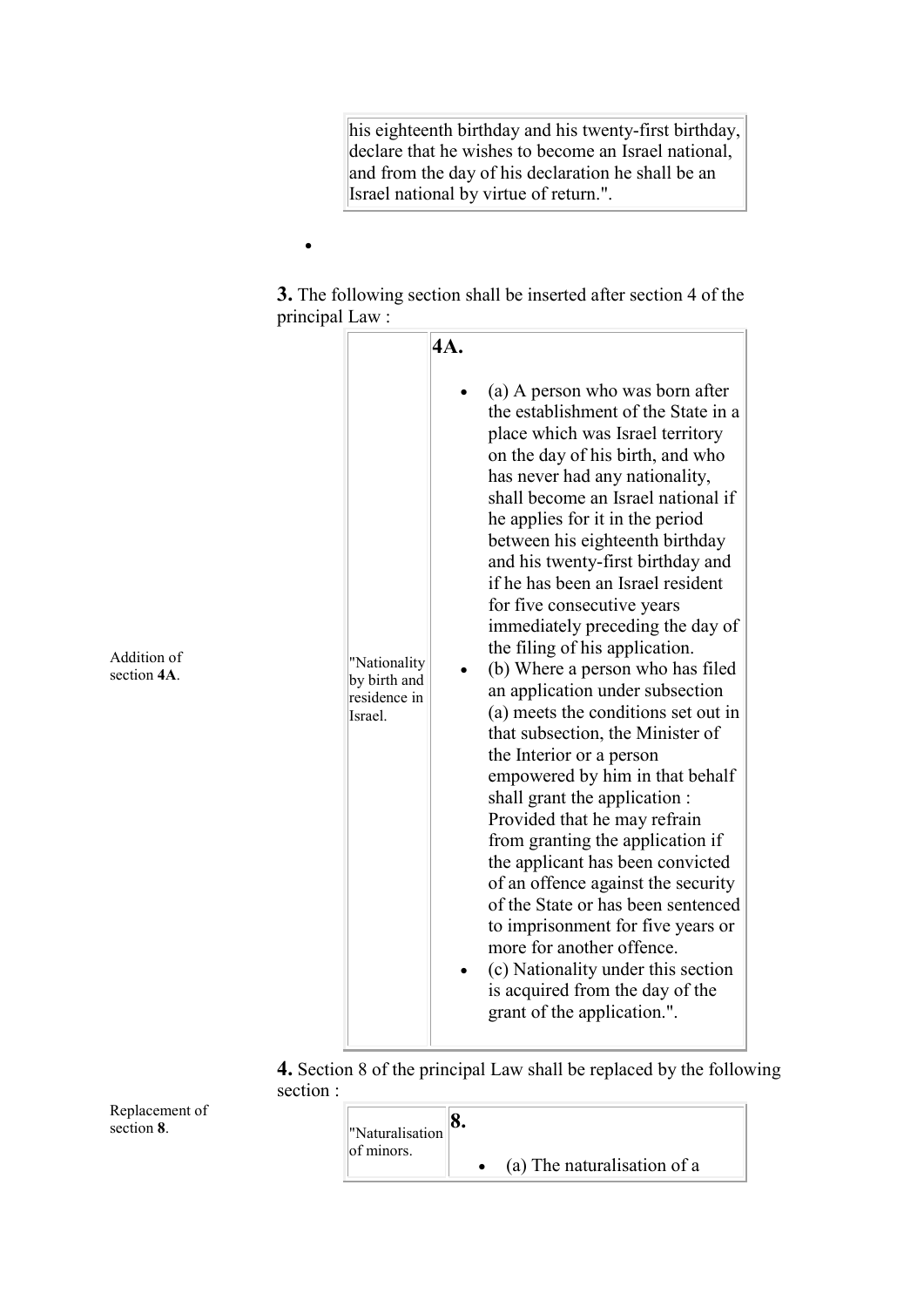his eighteenth birthday and his twenty-first birthday, declare that he wishes to become an Israel national, and from the day of his declaration he shall be an Israel national by virtue of return.".

**3.** The following section shall be inserted after section 4 of the principal Law :

Addition of section **4A**.

| "Nationality by birth and residence in Israel. | **4A.** (a) A person who was born after the establishment of the State in a place which was Israel territory on the day of his birth, and who has never had any nationality, shall become an Israel national if he applies for it in the period between his eighteenth birthday and his twenty-first birthday and if he has been an Israel resident for five consecutive years immediately preceding the day of the filing of his application. (b) Where a person who has filed an application under subsection (a) meets the conditions set out in that subsection, the Minister of the Interior or a person empowered by him in that behalf shall grant the application : Provided that he may refrain from granting the application if the applicant has been convicted of an offence against the security of the State or has been sentenced to imprisonment for five years or more for another offence. (c) Nationality under this section is acquired from the day of the grant of the application.". |
|---|---|

**4.** Section 8 of the principal Law shall be replaced by the following section :

Replacement of section **8**.

| "Naturalisation of minors. | **8.** (a) The naturalisation of a |
|---|---|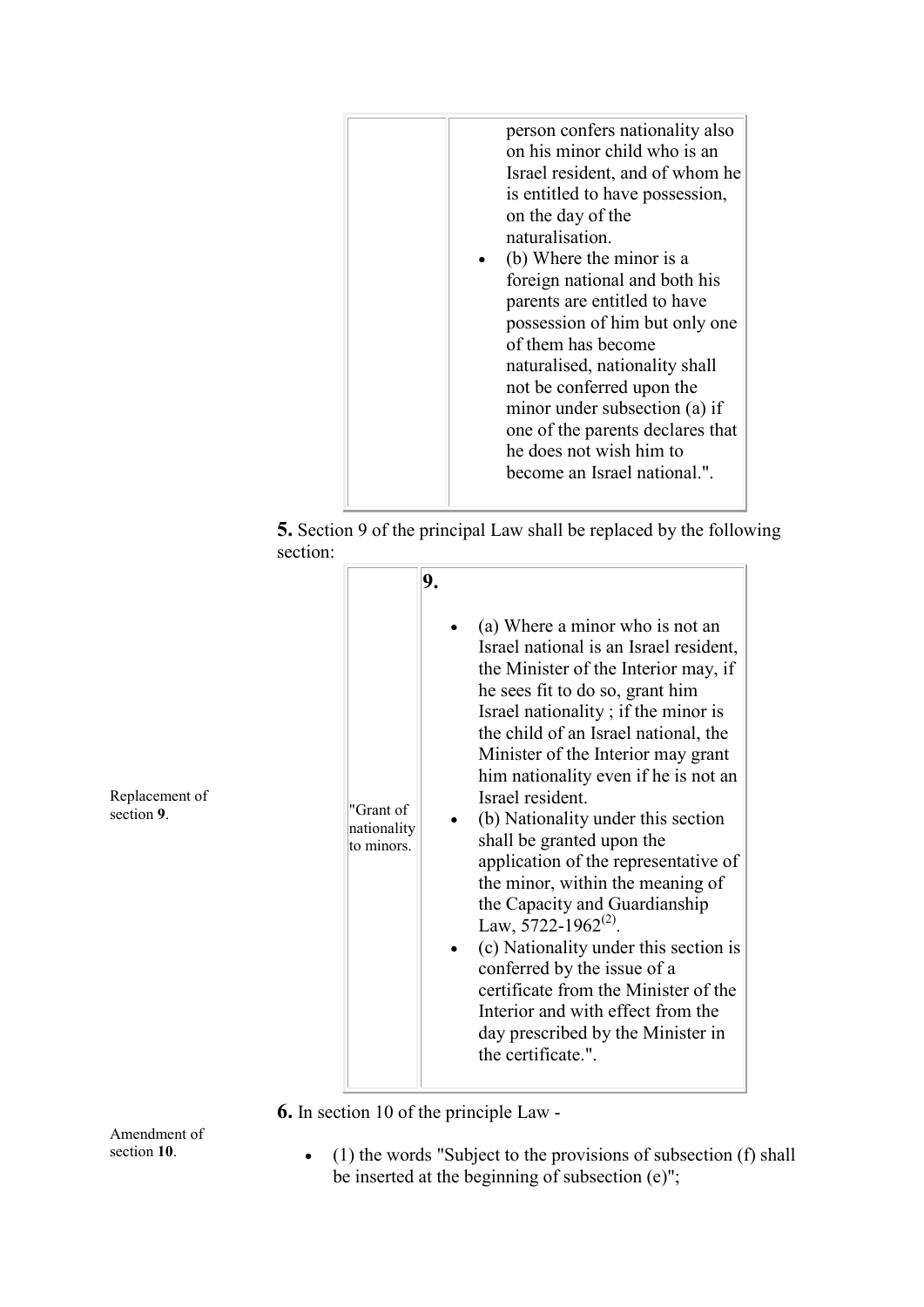| | person confers nationality also on his minor child who is an Israel resident, and of whom he is entitled to have possession, on the day of the naturalisation. <br>• (b) Where the minor is a foreign national and both his parents are entitled to have possession of him but only one of them has become naturalised, nationality shall not be conferred upon the minor under subsection (a) if one of the parents declares that he does not wish him to become an Israel national.". |
|---|---|

Replacement of section **9**.

**5.** Section 9 of the principal Law shall be replaced by the following section:

| | **9.** |
|---|---|
| "Grant of nationality to minors. | • (a) Where a minor who is not an Israel national is an Israel resident, the Minister of the Interior may, if he sees fit to do so, grant him Israel nationality ; if the minor is the child of an Israel national, the Minister of the Interior may grant him nationality even if he is not an Israel resident. <br>• (b) Nationality under this section shall be granted upon the application of the representative of the minor, within the meaning of the Capacity and Guardianship Law, 5722-1962(2). <br>• (c) Nationality under this section is conferred by the issue of a certificate from the Minister of the Interior and with effect from the day prescribed by the Minister in the certificate.". |

Amendment of section **10**.

**6.** In section 10 of the principle Law -

- (1) the words "Subject to the provisions of subsection (f) shall be inserted at the beginning of subsection (e)";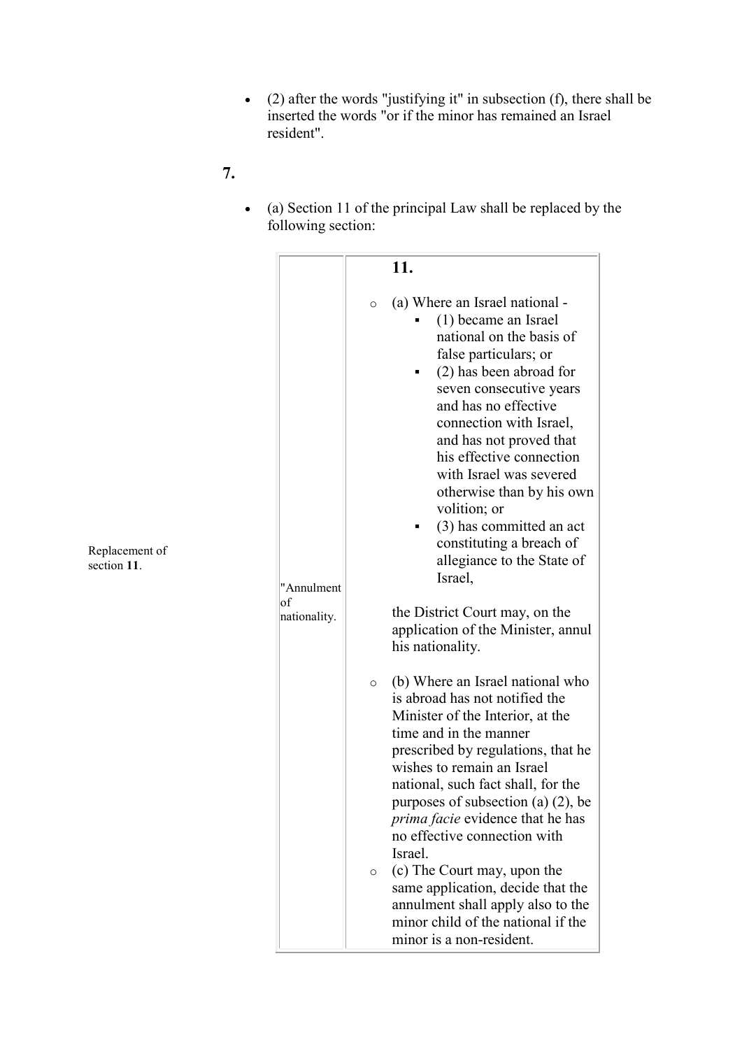- (2) after the words "justifying it" in subsection (f), there shall be inserted the words "or if the minor has remained an Israel resident".

**7.**

Replacement of section **11**.

- (a) Section 11 of the principal Law shall be replaced by the following section:

| | **11.** |
|---|---|
| "Annulment of nationality. | (a) Where an Israel national -<br>(1) became an Israel national on the basis of false particulars; or<br>(2) has been abroad for seven consecutive years and has no effective connection with Israel, and has not proved that his effective connection with Israel was severed otherwise than by his own volition; or<br>(3) has committed an act constituting a breach of allegiance to the State of Israel,<br><br>the District Court may, on the application of the Minister, annul his nationality.<br><br>(b) Where an Israel national who is abroad has not notified the Minister of the Interior, at the time and in the manner prescribed by regulations, that he wishes to remain an Israel national, such fact shall, for the purposes of subsection (a) (2), be *prima facie* evidence that he has no effective connection with Israel.<br>(c) The Court may, upon the same application, decide that the annulment shall apply also to the minor child of the national if the minor is a non-resident. |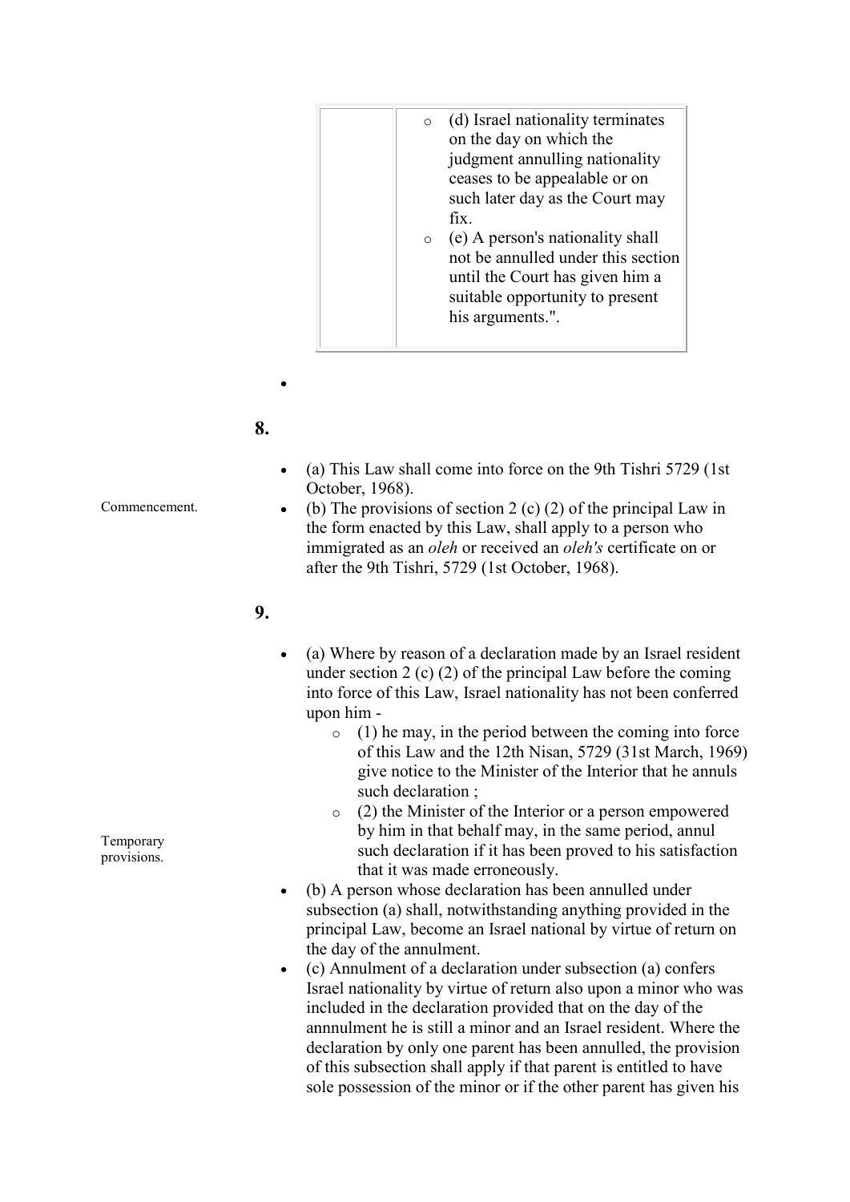|  | (d) Israel nationality terminates on the day on which the judgment annulling nationality ceases to be appealable or on such later day as the Court may fix.<br>(e) A person's nationality shall not be annulled under this section until the Court has given him a suitable opportunity to present his arguments.". |
| --- | --- |

**8.**

Commencement.

- (a) This Law shall come into force on the 9th Tishri 5729 (1st October, 1968).
- (b) The provisions of section 2 (c) (2) of the principal Law in the form enacted by this Law, shall apply to a person who immigrated as an *oleh* or received an *oleh's* certificate on or after the 9th Tishri, 5729 (1st October, 1968).

**9.**

Temporary provisions.

- (a) Where by reason of a declaration made by an Israel resident under section 2 (c) (2) of the principal Law before the coming into force of this Law, Israel nationality has not been conferred upon him -
  - (1) he may, in the period between the coming into force of this Law and the 12th Nisan, 5729 (31st March, 1969) give notice to the Minister of the Interior that he annuls such declaration ;
  - (2) the Minister of the Interior or a person empowered by him in that behalf may, in the same period, annul such declaration if it has been proved to his satisfaction that it was made erroneously.
- (b) A person whose declaration has been annulled under subsection (a) shall, notwithstanding anything provided in the principal Law, become an Israel national by virtue of return on the day of the annulment.
- (c) Annulment of a declaration under subsection (a) confers Israel nationality by virtue of return also upon a minor who was included in the declaration provided that on the day of the annnulment he is still a minor and an Israel resident. Where the declaration by only one parent has been annulled, the provision of this subsection shall apply if that parent is entitled to have sole possession of the minor or if the other parent has given his